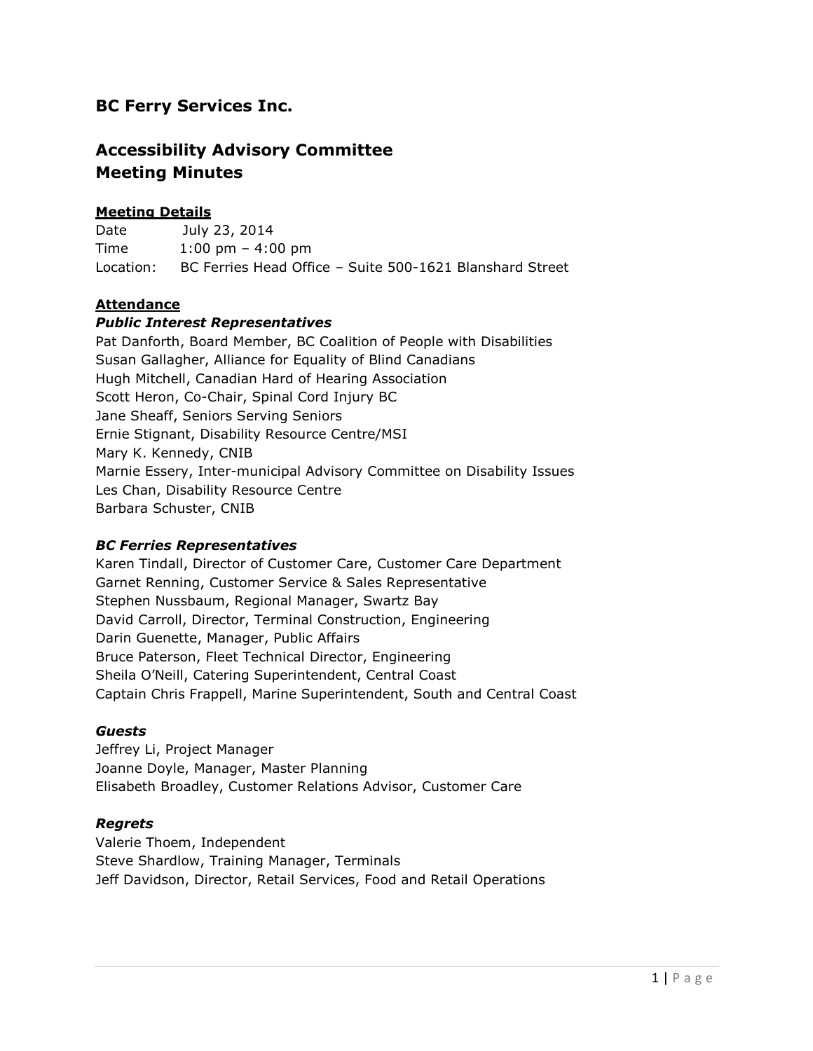## BC Ferry Services Inc.

## Accessibility Advisory Committee
## Meeting Minutes

**Meeting Details**

Date: July 23, 2014
Time: 1:00 pm – 4:00 pm
Location: BC Ferries Head Office – Suite 500-1621 Blanshard Street

**Attendance**

***Public Interest Representatives***

Pat Danforth, Board Member, BC Coalition of People with Disabilities
Susan Gallagher, Alliance for Equality of Blind Canadians
Hugh Mitchell, Canadian Hard of Hearing Association
Scott Heron, Co-Chair, Spinal Cord Injury BC
Jane Sheaff, Seniors Serving Seniors
Ernie Stignant, Disability Resource Centre/MSI
Mary K. Kennedy, CNIB
Marnie Essery, Inter-municipal Advisory Committee on Disability Issues
Les Chan, Disability Resource Centre
Barbara Schuster, CNIB

***BC Ferries Representatives***

Karen Tindall, Director of Customer Care, Customer Care Department
Garnet Renning, Customer Service & Sales Representative
Stephen Nussbaum, Regional Manager, Swartz Bay
David Carroll, Director, Terminal Construction, Engineering
Darin Guenette, Manager, Public Affairs
Bruce Paterson, Fleet Technical Director, Engineering
Sheila O'Neill, Catering Superintendent, Central Coast
Captain Chris Frappell, Marine Superintendent, South and Central Coast

***Guests***

Jeffrey Li, Project Manager
Joanne Doyle, Manager, Master Planning
Elisabeth Broadley, Customer Relations Advisor, Customer Care

***Regrets***

Valerie Thoem, Independent
Steve Shardlow, Training Manager, Terminals
Jeff Davidson, Director, Retail Services, Food and Retail Operations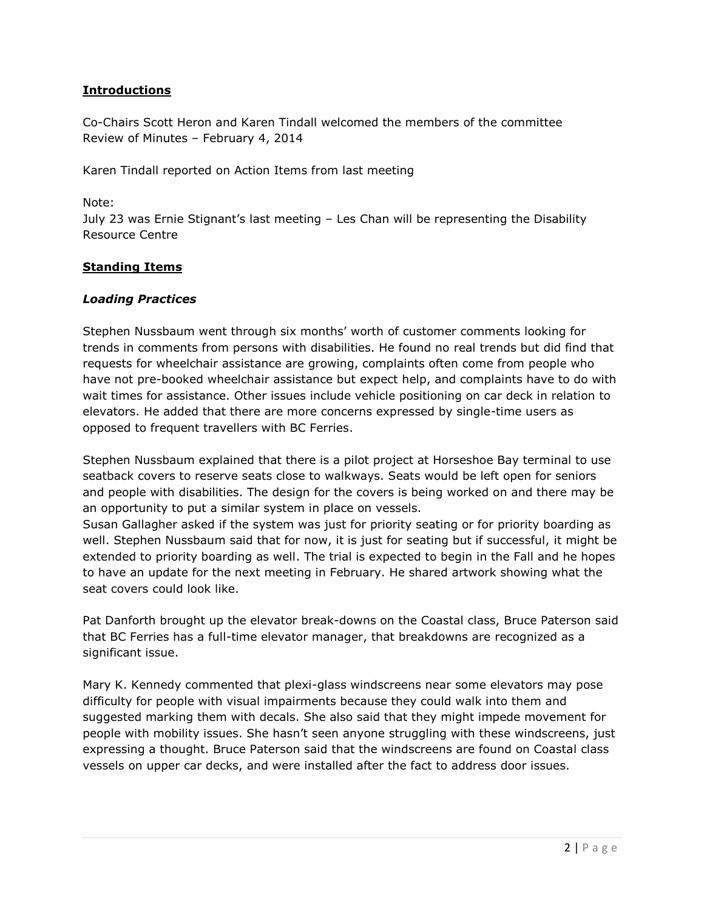## Introductions

Co-Chairs Scott Heron and Karen Tindall welcomed the members of the committee
Review of Minutes – February 4, 2014

Karen Tindall reported on Action Items from last meeting

Note:
July 23 was Ernie Stignant's last meeting – Les Chan will be representing the Disability Resource Centre

## Standing Items

### *Loading Practices*

Stephen Nussbaum went through six months' worth of customer comments looking for trends in comments from persons with disabilities. He found no real trends but did find that requests for wheelchair assistance are growing, complaints often come from people who have not pre-booked wheelchair assistance but expect help, and complaints have to do with wait times for assistance. Other issues include vehicle positioning on car deck in relation to elevators. He added that there are more concerns expressed by single-time users as opposed to frequent travellers with BC Ferries.

Stephen Nussbaum explained that there is a pilot project at Horseshoe Bay terminal to use seatback covers to reserve seats close to walkways. Seats would be left open for seniors and people with disabilities. The design for the covers is being worked on and there may be an opportunity to put a similar system in place on vessels.
Susan Gallagher asked if the system was just for priority seating or for priority boarding as well. Stephen Nussbaum said that for now, it is just for seating but if successful, it might be extended to priority boarding as well. The trial is expected to begin in the Fall and he hopes to have an update for the next meeting in February. He shared artwork showing what the seat covers could look like.

Pat Danforth brought up the elevator break-downs on the Coastal class, Bruce Paterson said that BC Ferries has a full-time elevator manager, that breakdowns are recognized as a significant issue.

Mary K. Kennedy commented that plexi-glass windscreens near some elevators may pose difficulty for people with visual impairments because they could walk into them and suggested marking them with decals. She also said that they might impede movement for people with mobility issues. She hasn't seen anyone struggling with these windscreens, just expressing a thought. Bruce Paterson said that the windscreens are found on Coastal class vessels on upper car decks, and were installed after the fact to address door issues.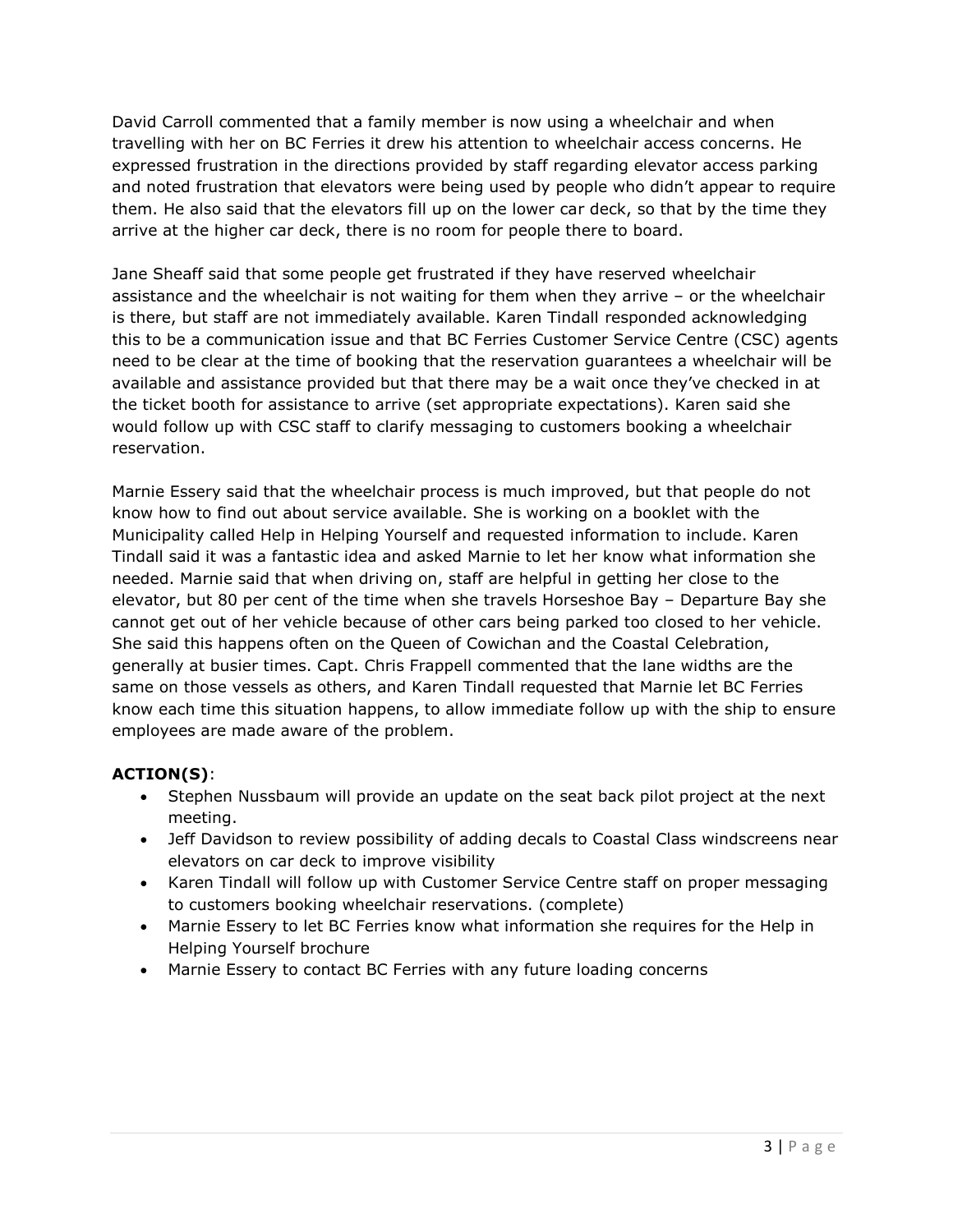David Carroll commented that a family member is now using a wheelchair and when travelling with her on BC Ferries it drew his attention to wheelchair access concerns. He expressed frustration in the directions provided by staff regarding elevator access parking and noted frustration that elevators were being used by people who didn't appear to require them. He also said that the elevators fill up on the lower car deck, so that by the time they arrive at the higher car deck, there is no room for people there to board.

Jane Sheaff said that some people get frustrated if they have reserved wheelchair assistance and the wheelchair is not waiting for them when they arrive – or the wheelchair is there, but staff are not immediately available. Karen Tindall responded acknowledging this to be a communication issue and that BC Ferries Customer Service Centre (CSC) agents need to be clear at the time of booking that the reservation guarantees a wheelchair will be available and assistance provided but that there may be a wait once they've checked in at the ticket booth for assistance to arrive (set appropriate expectations). Karen said she would follow up with CSC staff to clarify messaging to customers booking a wheelchair reservation.

Marnie Essery said that the wheelchair process is much improved, but that people do not know how to find out about service available. She is working on a booklet with the Municipality called Help in Helping Yourself and requested information to include. Karen Tindall said it was a fantastic idea and asked Marnie to let her know what information she needed. Marnie said that when driving on, staff are helpful in getting her close to the elevator, but 80 per cent of the time when she travels Horseshoe Bay – Departure Bay she cannot get out of her vehicle because of other cars being parked too closed to her vehicle. She said this happens often on the Queen of Cowichan and the Coastal Celebration, generally at busier times. Capt. Chris Frappell commented that the lane widths are the same on those vessels as others, and Karen Tindall requested that Marnie let BC Ferries know each time this situation happens, to allow immediate follow up with the ship to ensure employees are made aware of the problem.

**ACTION(S)**:

- Stephen Nussbaum will provide an update on the seat back pilot project at the next meeting.
- Jeff Davidson to review possibility of adding decals to Coastal Class windscreens near elevators on car deck to improve visibility
- Karen Tindall will follow up with Customer Service Centre staff on proper messaging to customers booking wheelchair reservations. (complete)
- Marnie Essery to let BC Ferries know what information she requires for the Help in Helping Yourself brochure
- Marnie Essery to contact BC Ferries with any future loading concerns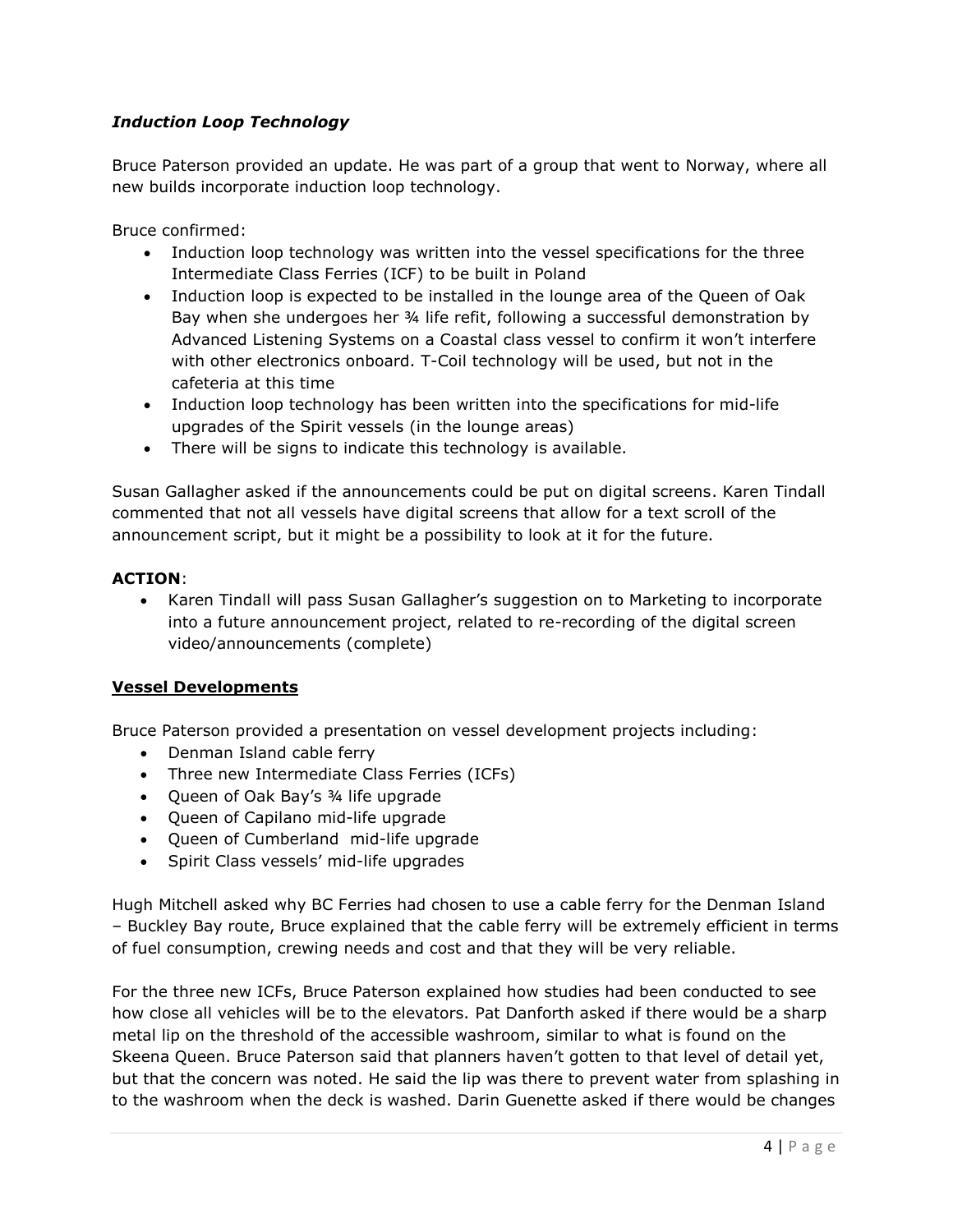### *Induction Loop Technology*

Bruce Paterson provided an update. He was part of a group that went to Norway, where all new builds incorporate induction loop technology.

Bruce confirmed:

- Induction loop technology was written into the vessel specifications for the three Intermediate Class Ferries (ICF) to be built in Poland
- Induction loop is expected to be installed in the lounge area of the Queen of Oak Bay when she undergoes her ¾ life refit, following a successful demonstration by Advanced Listening Systems on a Coastal class vessel to confirm it won't interfere with other electronics onboard. T-Coil technology will be used, but not in the cafeteria at this time
- Induction loop technology has been written into the specifications for mid-life upgrades of the Spirit vessels (in the lounge areas)
- There will be signs to indicate this technology is available.

Susan Gallagher asked if the announcements could be put on digital screens. Karen Tindall commented that not all vessels have digital screens that allow for a text scroll of the announcement script, but it might be a possibility to look at it for the future.

**ACTION**:

- Karen Tindall will pass Susan Gallagher's suggestion on to Marketing to incorporate into a future announcement project, related to re-recording of the digital screen video/announcements (complete)

### **Vessel Developments**

Bruce Paterson provided a presentation on vessel development projects including:

- Denman Island cable ferry
- Three new Intermediate Class Ferries (ICFs)
- Queen of Oak Bay's ¾ life upgrade
- Queen of Capilano mid-life upgrade
- Queen of Cumberland mid-life upgrade
- Spirit Class vessels' mid-life upgrades

Hugh Mitchell asked why BC Ferries had chosen to use a cable ferry for the Denman Island – Buckley Bay route, Bruce explained that the cable ferry will be extremely efficient in terms of fuel consumption, crewing needs and cost and that they will be very reliable.

For the three new ICFs, Bruce Paterson explained how studies had been conducted to see how close all vehicles will be to the elevators. Pat Danforth asked if there would be a sharp metal lip on the threshold of the accessible washroom, similar to what is found on the Skeena Queen. Bruce Paterson said that planners haven't gotten to that level of detail yet, but that the concern was noted. He said the lip was there to prevent water from splashing in to the washroom when the deck is washed. Darin Guenette asked if there would be changes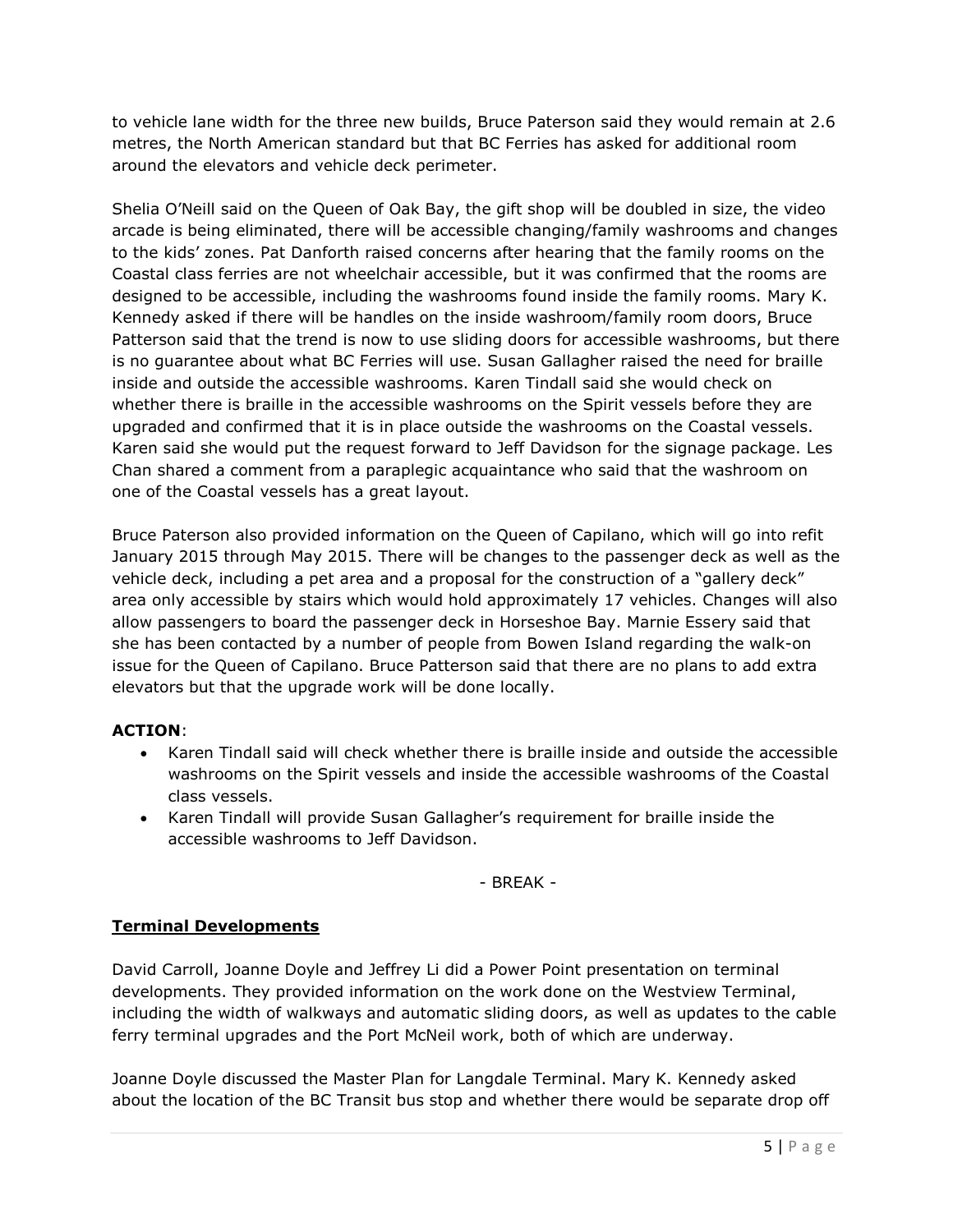to vehicle lane width for the three new builds, Bruce Paterson said they would remain at 2.6 metres, the North American standard but that BC Ferries has asked for additional room around the elevators and vehicle deck perimeter.

Shelia O'Neill said on the Queen of Oak Bay, the gift shop will be doubled in size, the video arcade is being eliminated, there will be accessible changing/family washrooms and changes to the kids' zones. Pat Danforth raised concerns after hearing that the family rooms on the Coastal class ferries are not wheelchair accessible, but it was confirmed that the rooms are designed to be accessible, including the washrooms found inside the family rooms. Mary K. Kennedy asked if there will be handles on the inside washroom/family room doors, Bruce Patterson said that the trend is now to use sliding doors for accessible washrooms, but there is no guarantee about what BC Ferries will use. Susan Gallagher raised the need for braille inside and outside the accessible washrooms. Karen Tindall said she would check on whether there is braille in the accessible washrooms on the Spirit vessels before they are upgraded and confirmed that it is in place outside the washrooms on the Coastal vessels. Karen said she would put the request forward to Jeff Davidson for the signage package. Les Chan shared a comment from a paraplegic acquaintance who said that the washroom on one of the Coastal vessels has a great layout.

Bruce Paterson also provided information on the Queen of Capilano, which will go into refit January 2015 through May 2015. There will be changes to the passenger deck as well as the vehicle deck, including a pet area and a proposal for the construction of a "gallery deck" area only accessible by stairs which would hold approximately 17 vehicles. Changes will also allow passengers to board the passenger deck in Horseshoe Bay. Marnie Essery said that she has been contacted by a number of people from Bowen Island regarding the walk-on issue for the Queen of Capilano. Bruce Patterson said that there are no plans to add extra elevators but that the upgrade work will be done locally.

**ACTION**:

- Karen Tindall said will check whether there is braille inside and outside the accessible washrooms on the Spirit vessels and inside the accessible washrooms of the Coastal class vessels.
- Karen Tindall will provide Susan Gallagher's requirement for braille inside the accessible washrooms to Jeff Davidson.

- BREAK -

## Terminal Developments

David Carroll, Joanne Doyle and Jeffrey Li did a Power Point presentation on terminal developments. They provided information on the work done on the Westview Terminal, including the width of walkways and automatic sliding doors, as well as updates to the cable ferry terminal upgrades and the Port McNeil work, both of which are underway.

Joanne Doyle discussed the Master Plan for Langdale Terminal. Mary K. Kennedy asked about the location of the BC Transit bus stop and whether there would be separate drop off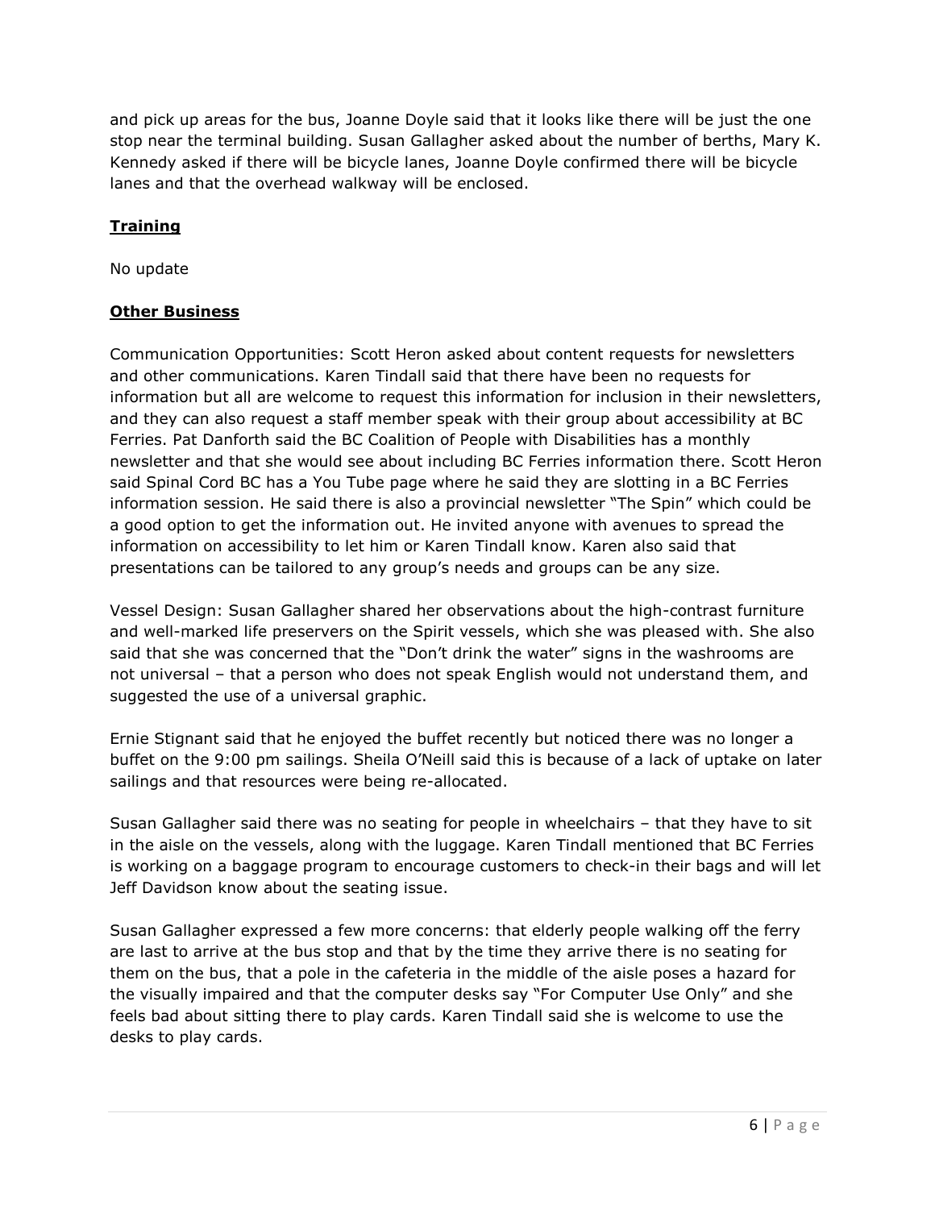and pick up areas for the bus, Joanne Doyle said that it looks like there will be just the one stop near the terminal building. Susan Gallagher asked about the number of berths, Mary K. Kennedy asked if there will be bicycle lanes, Joanne Doyle confirmed there will be bicycle lanes and that the overhead walkway will be enclosed.

## Training

No update

## Other Business

Communication Opportunities: Scott Heron asked about content requests for newsletters and other communications. Karen Tindall said that there have been no requests for information but all are welcome to request this information for inclusion in their newsletters, and they can also request a staff member speak with their group about accessibility at BC Ferries. Pat Danforth said the BC Coalition of People with Disabilities has a monthly newsletter and that she would see about including BC Ferries information there. Scott Heron said Spinal Cord BC has a You Tube page where he said they are slotting in a BC Ferries information session. He said there is also a provincial newsletter "The Spin" which could be a good option to get the information out. He invited anyone with avenues to spread the information on accessibility to let him or Karen Tindall know. Karen also said that presentations can be tailored to any group's needs and groups can be any size.

Vessel Design: Susan Gallagher shared her observations about the high-contrast furniture and well-marked life preservers on the Spirit vessels, which she was pleased with. She also said that she was concerned that the "Don't drink the water" signs in the washrooms are not universal – that a person who does not speak English would not understand them, and suggested the use of a universal graphic.

Ernie Stignant said that he enjoyed the buffet recently but noticed there was no longer a buffet on the 9:00 pm sailings. Sheila O'Neill said this is because of a lack of uptake on later sailings and that resources were being re-allocated.

Susan Gallagher said there was no seating for people in wheelchairs – that they have to sit in the aisle on the vessels, along with the luggage. Karen Tindall mentioned that BC Ferries is working on a baggage program to encourage customers to check-in their bags and will let Jeff Davidson know about the seating issue.

Susan Gallagher expressed a few more concerns: that elderly people walking off the ferry are last to arrive at the bus stop and that by the time they arrive there is no seating for them on the bus, that a pole in the cafeteria in the middle of the aisle poses a hazard for the visually impaired and that the computer desks say "For Computer Use Only" and she feels bad about sitting there to play cards. Karen Tindall said she is welcome to use the desks to play cards.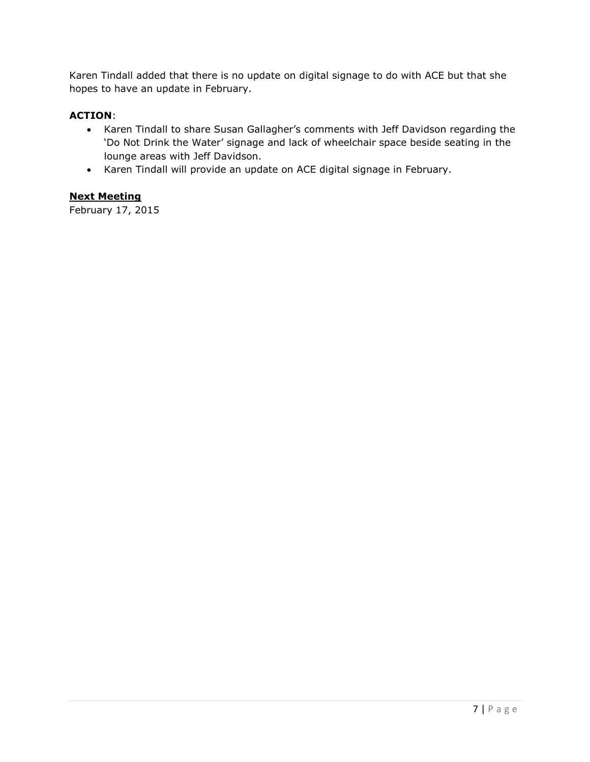Karen Tindall added that there is no update on digital signage to do with ACE but that she hopes to have an update in February.

**ACTION**:

- Karen Tindall to share Susan Gallagher's comments with Jeff Davidson regarding the 'Do Not Drink the Water' signage and lack of wheelchair space beside seating in the lounge areas with Jeff Davidson.
- Karen Tindall will provide an update on ACE digital signage in February.

**Next Meeting**

February 17, 2015